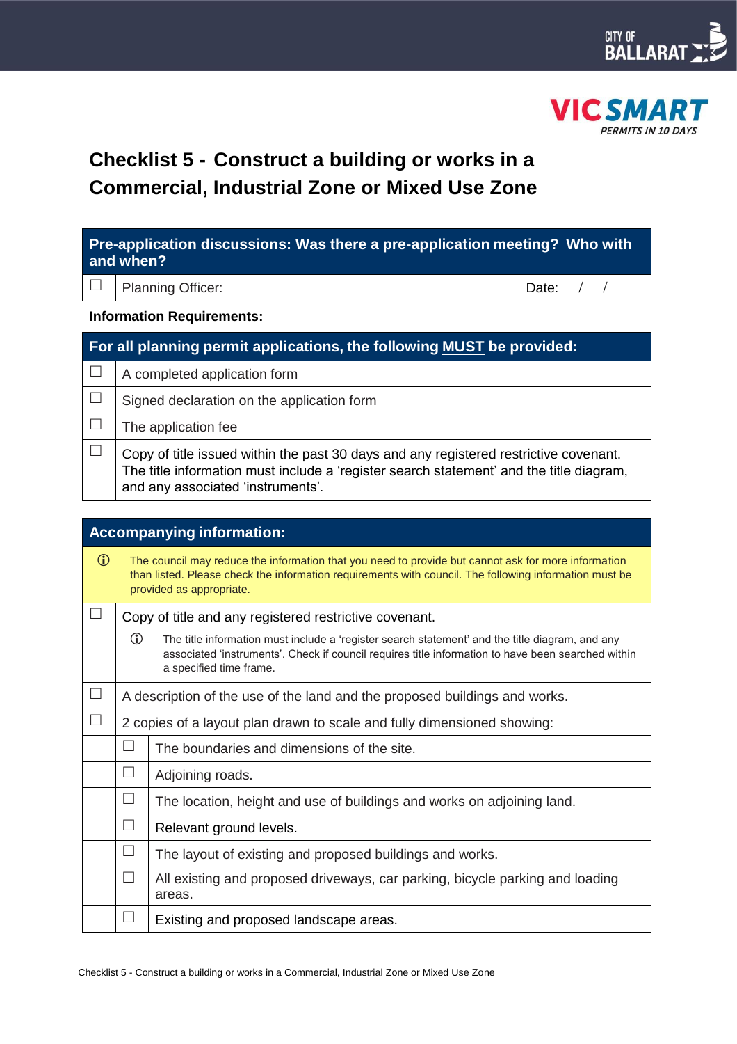CITY OF BALLARAT

VICSMART
*PERMITS IN 10 DAYS*

# Checklist 5 - Construct a building or works in a Commercial, Industrial Zone or Mixed Use Zone

| **Pre-application discussions: Was there a pre-application meeting? Who with and when?** | | |
|---|---|---|
| ☐ | Planning Officer: | Date: / / |

**Information Requirements:**

| **For all planning permit applications, the following MUST be provided:** | |
|---|---|
| ☐ | A completed application form |
| ☐ | Signed declaration on the application form |
| ☐ | The application fee |
| ☐ | Copy of title issued within the past 30 days and any registered restrictive covenant. The title information must include a 'register search statement' and the title diagram, and any associated 'instruments'. |

| **Accompanying information:** | | |
|---|---|---|
| ⓘ | The council may reduce the information that you need to provide but cannot ask for more information than listed. Please check the information requirements with council. The following information must be provided as appropriate. | |
| ☐ | Copy of title and any registered restrictive covenant. ⓘ The title information must include a 'register search statement' and the title diagram, and any associated 'instruments'. Check if council requires title information to have been searched within a specified time frame. | |
| ☐ | A description of the use of the land and the proposed buildings and works. | |
| ☐ | 2 copies of a layout plan drawn to scale and fully dimensioned showing: | |
| | ☐ | The boundaries and dimensions of the site. |
| | ☐ | Adjoining roads. |
| | ☐ | The location, height and use of buildings and works on adjoining land. |
| | ☐ | Relevant ground levels. |
| | ☐ | The layout of existing and proposed buildings and works. |
| | ☐ | All existing and proposed driveways, car parking, bicycle parking and loading areas. |
| | ☐ | Existing and proposed landscape areas. |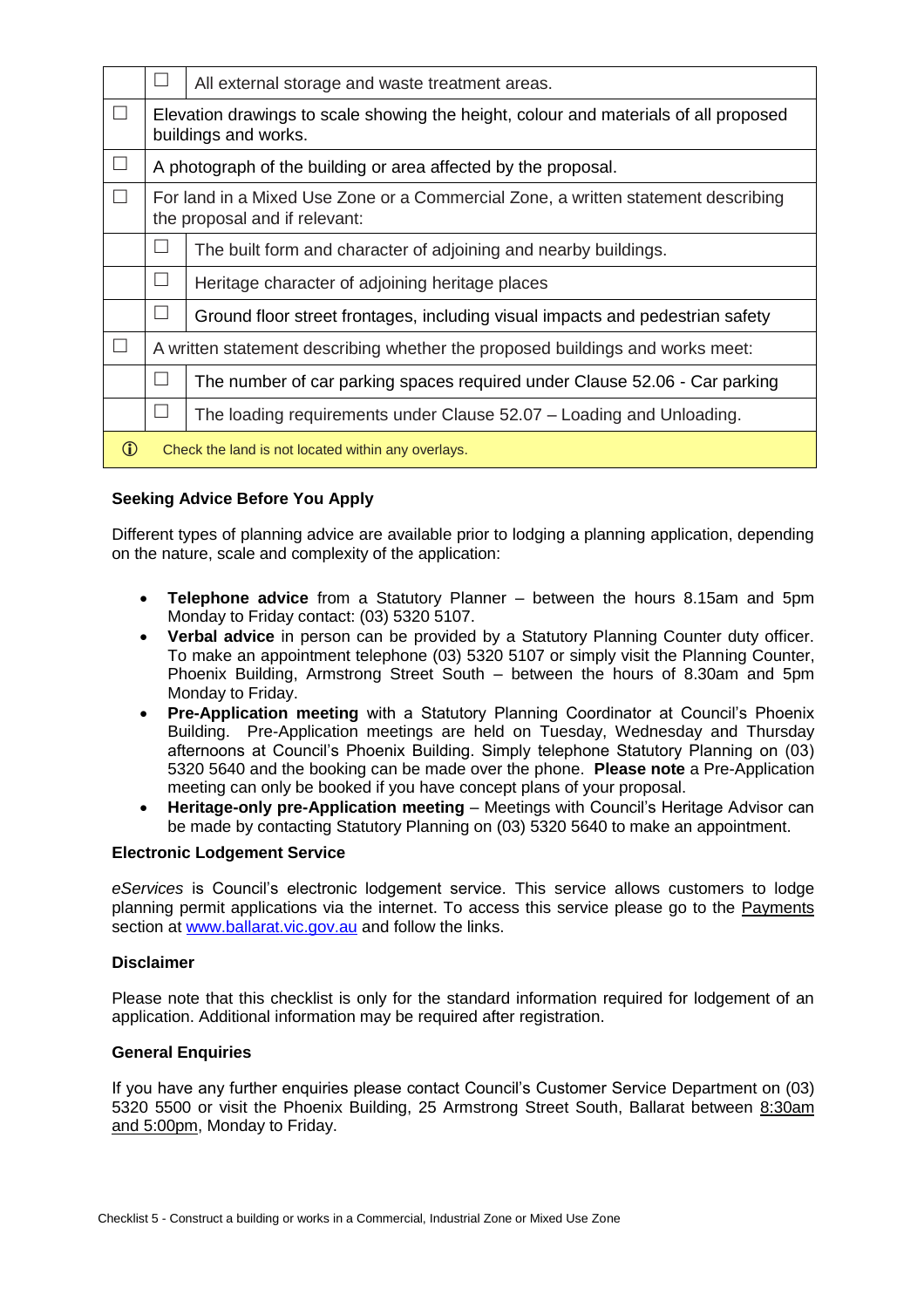| | | |
|---|---|---|
| | ☐ | All external storage and waste treatment areas. |
| ☐ | Elevation drawings to scale showing the height, colour and materials of all proposed buildings and works. | |
| ☐ | A photograph of the building or area affected by the proposal. | |
| ☐ | For land in a Mixed Use Zone or a Commercial Zone, a written statement describing the proposal and if relevant: | |
| | ☐ | The built form and character of adjoining and nearby buildings. |
| | ☐ | Heritage character of adjoining heritage places |
| | ☐ | Ground floor street frontages, including visual impacts and pedestrian safety |
| ☐ | A written statement describing whether the proposed buildings and works meet: | |
| | ☐ | The number of car parking spaces required under Clause 52.06 - Car parking |
| | ☐ | The loading requirements under Clause 52.07 – Loading and Unloading. |
| ⓘ | Check the land is not located within any overlays. | |

**Seeking Advice Before You Apply**

Different types of planning advice are available prior to lodging a planning application, depending on the nature, scale and complexity of the application:

- **Telephone advice** from a Statutory Planner – between the hours 8.15am and 5pm Monday to Friday contact: (03) 5320 5107.
- **Verbal advice** in person can be provided by a Statutory Planning Counter duty officer. To make an appointment telephone (03) 5320 5107 or simply visit the Planning Counter, Phoenix Building, Armstrong Street South – between the hours of 8.30am and 5pm Monday to Friday.
- **Pre-Application meeting** with a Statutory Planning Coordinator at Council's Phoenix Building. Pre-Application meetings are held on Tuesday, Wednesday and Thursday afternoons at Council's Phoenix Building. Simply telephone Statutory Planning on (03) 5320 5640 and the booking can be made over the phone. **Please note** a Pre-Application meeting can only be booked if you have concept plans of your proposal.
- **Heritage-only pre-Application meeting** – Meetings with Council's Heritage Advisor can be made by contacting Statutory Planning on (03) 5320 5640 to make an appointment.

**Electronic Lodgement Service**

*eServices* is Council's electronic lodgement service. This service allows customers to lodge planning permit applications via the internet. To access this service please go to the Payments section at www.ballarat.vic.gov.au and follow the links.

**Disclaimer**

Please note that this checklist is only for the standard information required for lodgement of an application. Additional information may be required after registration.

**General Enquiries**

If you have any further enquiries please contact Council's Customer Service Department on (03) 5320 5500 or visit the Phoenix Building, 25 Armstrong Street South, Ballarat between 8:30am and 5:00pm, Monday to Friday.

Checklist 5 - Construct a building or works in a Commercial, Industrial Zone or Mixed Use Zone